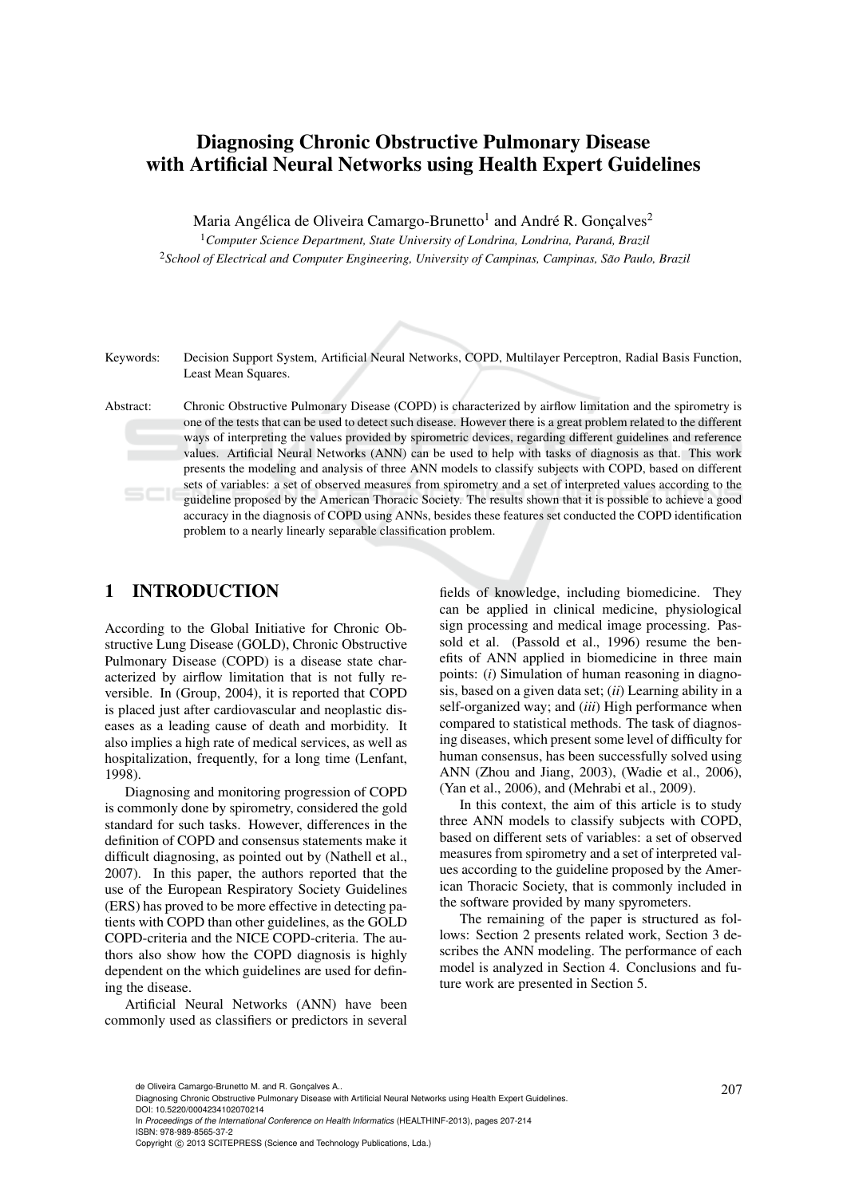# Diagnosing Chronic Obstructive Pulmonary Disease with Artificial Neural Networks using Health Expert Guidelines

Maria Angélica de Oliveira Camargo-Brunetto[1] and André R. Gonçalves[2]

[1] *Computer Science Department, State University of Londrina, Londrina, Paraná, Brazil*

[2] *School of Electrical and Computer Engineering, University of Campinas, Campinas, São Paulo, Brazil*

Keywords: Decision Support System, Artificial Neural Networks, COPD, Multilayer Perceptron, Radial Basis Function, Least Mean Squares.

Abstract: Chronic Obstructive Pulmonary Disease (COPD) is characterized by airflow limitation and the spirometry is one of the tests that can be used to detect such disease. However there is a great problem related to the different ways of interpreting the values provided by spirometric devices, regarding different guidelines and reference values. Artificial Neural Networks (ANN) can be used to help with tasks of diagnosis as that. This work presents the modeling and analysis of three ANN models to classify subjects with COPD, based on different sets of variables: a set of observed measures from spirometry and a set of interpreted values according to the guideline proposed by the American Thoracic Society. The results shown that it is possible to achieve a good accuracy in the diagnosis of COPD using ANNs, besides these features set conducted the COPD identification problem to a nearly linearly separable classification problem.

## 1 INTRODUCTION

According to the Global Initiative for Chronic Obstructive Lung Disease (GOLD), Chronic Obstructive Pulmonary Disease (COPD) is a disease state characterized by airflow limitation that is not fully reversible. In (Group, 2004), it is reported that COPD is placed just after cardiovascular and neoplastic diseases as a leading cause of death and morbidity. It also implies a high rate of medical services, as well as hospitalization, frequently, for a long time (Lenfant, 1998).

Diagnosing and monitoring progression of COPD is commonly done by spirometry, considered the gold standard for such tasks. However, differences in the definition of COPD and consensus statements make it difficult diagnosing, as pointed out by (Nathell et al., 2007). In this paper, the authors reported that the use of the European Respiratory Society Guidelines (ERS) has proved to be more effective in detecting patients with COPD than other guidelines, as the GOLD COPD-criteria and the NICE COPD-criteria. The authors also show how the COPD diagnosis is highly dependent on the which guidelines are used for defining the disease.

Artificial Neural Networks (ANN) have been commonly used as classifiers or predictors in several fields of knowledge, including biomedicine. They can be applied in clinical medicine, physiological sign processing and medical image processing. Passold et al. (Passold et al., 1996) resume the benefits of ANN applied in biomedicine in three main points: (*i*) Simulation of human reasoning in diagnosis, based on a given data set; (*ii*) Learning ability in a self-organized way; and (*iii*) High performance when compared to statistical methods. The task of diagnosing diseases, which present some level of difficulty for human consensus, has been successfully solved using ANN (Zhou and Jiang, 2003), (Wadie et al., 2006), (Yan et al., 2006), and (Mehrabi et al., 2009).

In this context, the aim of this article is to study three ANN models to classify subjects with COPD, based on different sets of variables: a set of observed measures from spirometry and a set of interpreted values according to the guideline proposed by the American Thoracic Society, that is commonly included in the software provided by many spyrometers.

The remaining of the paper is structured as follows: Section 2 presents related work, Section 3 describes the ANN modeling. The performance of each model is analyzed in Section 4. Conclusions and future work are presented in Section 5.

de Oliveira Camargo-Brunetto M. and R. Gonçalves A..
Diagnosing Chronic Obstructive Pulmonary Disease with Artificial Neural Networks using Health Expert Guidelines.
DOI: 10.5220/0004234102070214
In *Proceedings of the International Conference on Health Informatics* (HEALTHINF-2013), pages 207-214
ISBN: 978-989-8565-37-2
Copyright © 2013 SCITEPRESS (Science and Technology Publications, Lda.)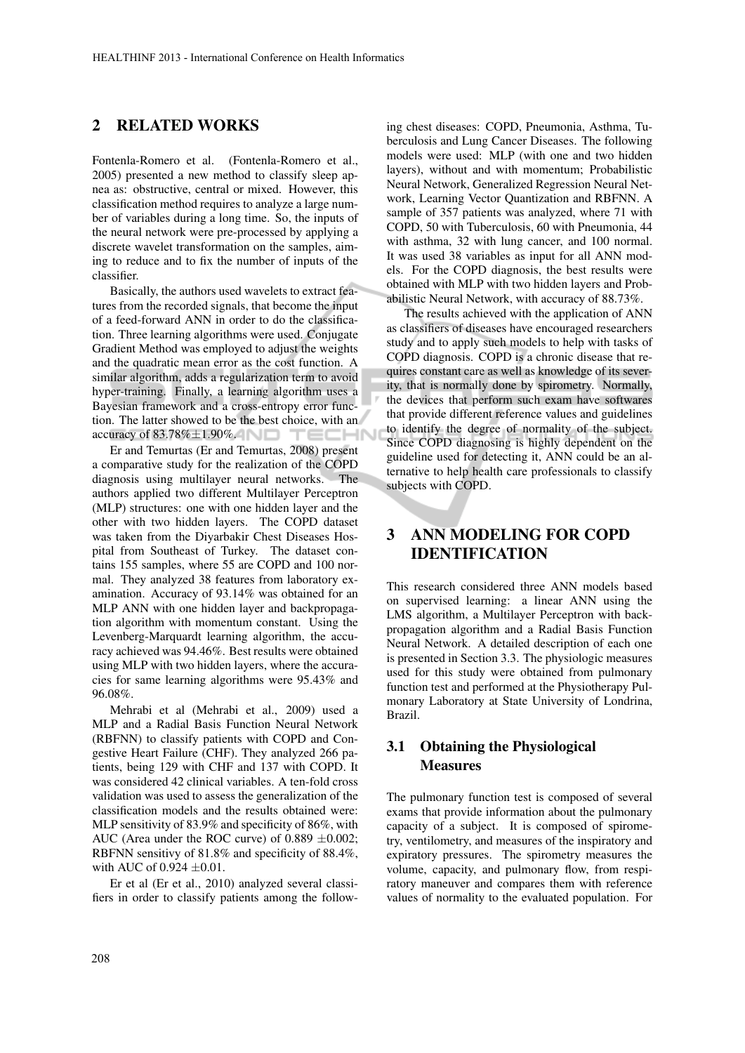## 2 RELATED WORKS

Fontenla-Romero et al. (Fontenla-Romero et al., 2005) presented a new method to classify sleep apnea as: obstructive, central or mixed. However, this classification method requires to analyze a large number of variables during a long time. So, the inputs of the neural network were pre-processed by applying a discrete wavelet transformation on the samples, aiming to reduce and to fix the number of inputs of the classifier.

Basically, the authors used wavelets to extract features from the recorded signals, that become the input of a feed-forward ANN in order to do the classification. Three learning algorithms were used. Conjugate Gradient Method was employed to adjust the weights and the quadratic mean error as the cost function. A similar algorithm, adds a regularization term to avoid hyper-training. Finally, a learning algorithm uses a Bayesian framework and a cross-entropy error function. The latter showed to be the best choice, with an accuracy of 83.78%±1.90%.

Er and Temurtas (Er and Temurtas, 2008) present a comparative study for the realization of the COPD diagnosis using multilayer neural networks. The authors applied two different Multilayer Perceptron (MLP) structures: one with one hidden layer and the other with two hidden layers. The COPD dataset was taken from the Diyarbakir Chest Diseases Hospital from Southeast of Turkey. The dataset contains 155 samples, where 55 are COPD and 100 normal. They analyzed 38 features from laboratory examination. Accuracy of 93.14% was obtained for an MLP ANN with one hidden layer and backpropagation algorithm with momentum constant. Using the Levenberg-Marquardt learning algorithm, the accuracy achieved was 94.46%. Best results were obtained using MLP with two hidden layers, where the accuracies for same learning algorithms were 95.43% and 96.08%.

Mehrabi et al (Mehrabi et al., 2009) used a MLP and a Radial Basis Function Neural Network (RBFNN) to classify patients with COPD and Congestive Heart Failure (CHF). They analyzed 266 patients, being 129 with CHF and 137 with COPD. It was considered 42 clinical variables. A ten-fold cross validation was used to assess the generalization of the classification models and the results obtained were: MLP sensitivity of 83.9% and specificity of 86%, with AUC (Area under the ROC curve) of 0.889 ±0.002; RBFNN sensitivy of 81.8% and specificity of 88.4%, with AUC of 0.924 ±0.01.

Er et al (Er et al., 2010) analyzed several classifiers in order to classify patients among the following chest diseases: COPD, Pneumonia, Asthma, Tuberculosis and Lung Cancer Diseases. The following models were used: MLP (with one and two hidden layers), without and with momentum; Probabilistic Neural Network, Generalized Regression Neural Network, Learning Vector Quantization and RBFNN. A sample of 357 patients was analyzed, where 71 with COPD, 50 with Tuberculosis, 60 with Pneumonia, 44 with asthma, 32 with lung cancer, and 100 normal. It was used 38 variables as input for all ANN models. For the COPD diagnosis, the best results were obtained with MLP with two hidden layers and Probabilistic Neural Network, with accuracy of 88.73%.

The results achieved with the application of ANN as classifiers of diseases have encouraged researchers study and to apply such models to help with tasks of COPD diagnosis. COPD is a chronic disease that requires constant care as well as knowledge of its severity, that is normally done by spirometry. Normally, the devices that perform such exam have softwares that provide different reference values and guidelines to identify the degree of normality of the subject. Since COPD diagnosing is highly dependent on the guideline used for detecting it, ANN could be an alternative to help health care professionals to classify subjects with COPD.

## 3 ANN MODELING FOR COPD IDENTIFICATION

This research considered three ANN models based on supervised learning: a linear ANN using the LMS algorithm, a Multilayer Perceptron with backpropagation algorithm and a Radial Basis Function Neural Network. A detailed description of each one is presented in Section 3.3. The physiologic measures used for this study were obtained from pulmonary function test and performed at the Physiotherapy Pulmonary Laboratory at State University of Londrina, Brazil.

### 3.1 Obtaining the Physiological Measures

The pulmonary function test is composed of several exams that provide information about the pulmonary capacity of a subject. It is composed of spirometry, ventilometry, and measures of the inspiratory and expiratory pressures. The spirometry measures the volume, capacity, and pulmonary flow, from respiratory maneuver and compares them with reference values of normality to the evaluated population. For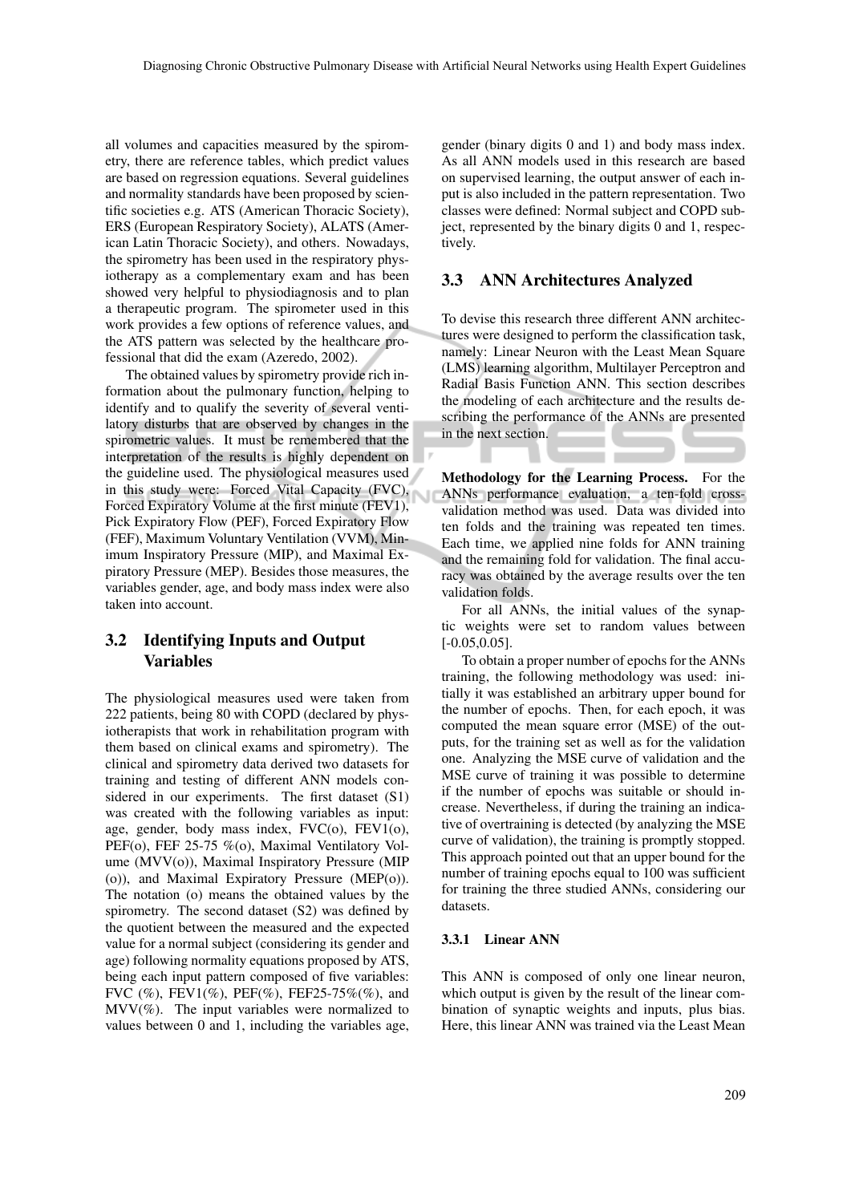all volumes and capacities measured by the spirometry, there are reference tables, which predict values are based on regression equations. Several guidelines and normality standards have been proposed by scientific societies e.g. ATS (American Thoracic Society), ERS (European Respiratory Society), ALATS (American Latin Thoracic Society), and others. Nowadays, the spirometry has been used in the respiratory physiotherapy as a complementary exam and has been showed very helpful to physiodiagnosis and to plan a therapeutic program. The spirometer used in this work provides a few options of reference values, and the ATS pattern was selected by the healthcare professional that did the exam (Azeredo, 2002).

The obtained values by spirometry provide rich information about the pulmonary function, helping to identify and to qualify the severity of several ventilatory disturbs that are observed by changes in the spirometric values. It must be remembered that the interpretation of the results is highly dependent on the guideline used. The physiological measures used in this study were: Forced Vital Capacity (FVC), Forced Expiratory Volume at the first minute (FEV1), Pick Expiratory Flow (PEF), Forced Expiratory Flow (FEF), Maximum Voluntary Ventilation (VVM), Minimum Inspiratory Pressure (MIP), and Maximal Expiratory Pressure (MEP). Besides those measures, the variables gender, age, and body mass index were also taken into account.

## 3.2 Identifying Inputs and Output Variables

The physiological measures used were taken from 222 patients, being 80 with COPD (declared by physiotherapists that work in rehabilitation program with them based on clinical exams and spirometry). The clinical and spirometry data derived two datasets for training and testing of different ANN models considered in our experiments. The first dataset (S1) was created with the following variables as input: age, gender, body mass index, FVC(o), FEV1(o), PEF(o), FEF 25-75 %(o), Maximal Ventilatory Volume (MVV(o)), Maximal Inspiratory Pressure (MIP (o)), and Maximal Expiratory Pressure (MEP(o)). The notation (o) means the obtained values by the spirometry. The second dataset (S2) was defined by the quotient between the measured and the expected value for a normal subject (considering its gender and age) following normality equations proposed by ATS, being each input pattern composed of five variables: FVC (%), FEV1(%), PEF(%), FEF25-75%(%), and MVV(%). The input variables were normalized to values between 0 and 1, including the variables age, gender (binary digits 0 and 1) and body mass index. As all ANN models used in this research are based on supervised learning, the output answer of each input is also included in the pattern representation. Two classes were defined: Normal subject and COPD subject, represented by the binary digits 0 and 1, respectively.

## 3.3 ANN Architectures Analyzed

To devise this research three different ANN architectures were designed to perform the classification task, namely: Linear Neuron with the Least Mean Square (LMS) learning algorithm, Multilayer Perceptron and Radial Basis Function ANN. This section describes the modeling of each architecture and the results describing the performance of the ANNs are presented in the next section.

**Methodology for the Learning Process.** For the ANNs performance evaluation, a ten-fold cross-validation method was used. Data was divided into ten folds and the training was repeated ten times. Each time, we applied nine folds for ANN training and the remaining fold for validation. The final accuracy was obtained by the average results over the ten validation folds.

For all ANNs, the initial values of the synaptic weights were set to random values between [-0.05,0.05].

To obtain a proper number of epochs for the ANNs training, the following methodology was used: initially it was established an arbitrary upper bound for the number of epochs. Then, for each epoch, it was computed the mean square error (MSE) of the outputs, for the training set as well as for the validation one. Analyzing the MSE curve of validation and the MSE curve of training it was possible to determine if the number of epochs was suitable or should increase. Nevertheless, if during the training an indicative of overtraining is detected (by analyzing the MSE curve of validation), the training is promptly stopped. This approach pointed out that an upper bound for the number of training epochs equal to 100 was sufficient for training the three studied ANNs, considering our datasets.

### 3.3.1 Linear ANN

This ANN is composed of only one linear neuron, which output is given by the result of the linear combination of synaptic weights and inputs, plus bias. Here, this linear ANN was trained via the Least Mean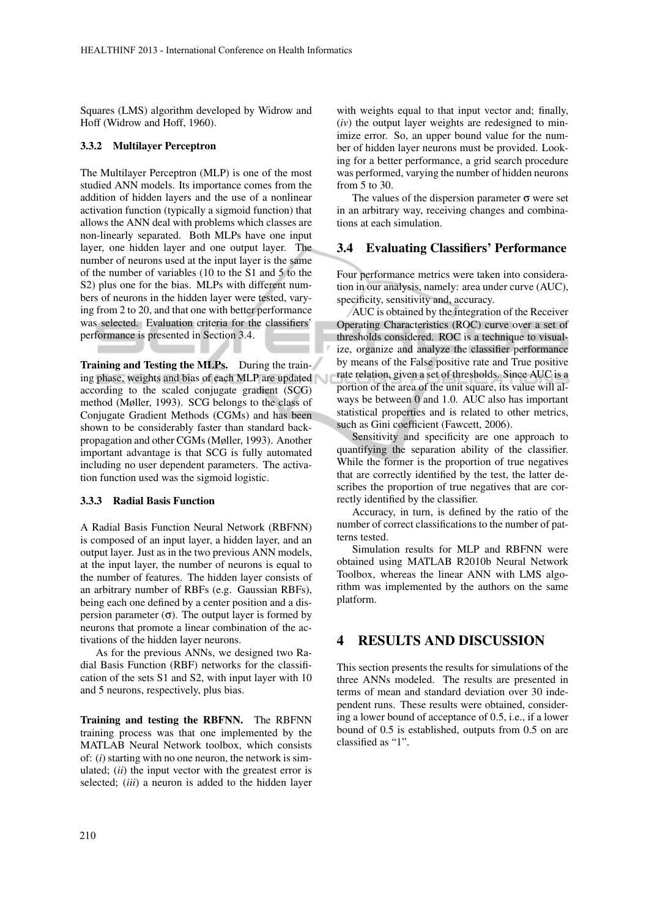Squares (LMS) algorithm developed by Widrow and Hoff (Widrow and Hoff, 1960).

### 3.3.2 Multilayer Perceptron

The Multilayer Perceptron (MLP) is one of the most studied ANN models. Its importance comes from the addition of hidden layers and the use of a nonlinear activation function (typically a sigmoid function) that allows the ANN deal with problems which classes are non-linearly separated. Both MLPs have one input layer, one hidden layer and one output layer. The number of neurons used at the input layer is the same of the number of variables (10 to the S1 and 5 to the S2) plus one for the bias. MLPs with different numbers of neurons in the hidden layer were tested, varying from 2 to 20, and that one with better performance was selected. Evaluation criteria for the classifiers' performance is presented in Section 3.4.

**Training and Testing the MLPs.** During the training phase, weights and bias of each MLP are updated according to the scaled conjugate gradient (SCG) method (Møller, 1993). SCG belongs to the class of Conjugate Gradient Methods (CGMs) and has been shown to be considerably faster than standard backpropagation and other CGMs (Møller, 1993). Another important advantage is that SCG is fully automated including no user dependent parameters. The activation function used was the sigmoid logistic.

### 3.3.3 Radial Basis Function

A Radial Basis Function Neural Network (RBFNN) is composed of an input layer, a hidden layer, and an output layer. Just as in the two previous ANN models, at the input layer, the number of neurons is equal to the number of features. The hidden layer consists of an arbitrary number of RBFs (e.g. Gaussian RBFs), being each one defined by a center position and a dispersion parameter ($\sigma$). The output layer is formed by neurons that promote a linear combination of the activations of the hidden layer neurons.

As for the previous ANNs, we designed two Radial Basis Function (RBF) networks for the classification of the sets S1 and S2, with input layer with 10 and 5 neurons, respectively, plus bias.

**Training and testing the RBFNN.** The RBFNN training process was that one implemented by the MATLAB Neural Network toolbox, which consists of: (*i*) starting with no one neuron, the network is simulated; (*ii*) the input vector with the greatest error is selected; (*iii*) a neuron is added to the hidden layer with weights equal to that input vector and; finally, (*iv*) the output layer weights are redesigned to minimize error. So, an upper bound value for the number of hidden layer neurons must be provided. Looking for a better performance, a grid search procedure was performed, varying the number of hidden neurons from 5 to 30.

The values of the dispersion parameter $\sigma$ were set in an arbitrary way, receiving changes and combinations at each simulation.

## 3.4 Evaluating Classifiers' Performance

Four performance metrics were taken into consideration in our analysis, namely: area under curve (AUC), specificity, sensitivity and, accuracy.

AUC is obtained by the integration of the Receiver Operating Characteristics (ROC) curve over a set of thresholds considered. ROC is a technique to visualize, organize and analyze the classifier performance by means of the False positive rate and True positive rate relation, given a set of thresholds. Since AUC is a portion of the area of the unit square, its value will always be between 0 and 1.0. AUC also has important statistical properties and is related to other metrics, such as Gini coefficient (Fawcett, 2006).

Sensitivity and specificity are one approach to quantifying the separation ability of the classifier. While the former is the proportion of true negatives that are correctly identified by the test, the latter describes the proportion of true negatives that are correctly identified by the classifier.

Accuracy, in turn, is defined by the ratio of the number of correct classifications to the number of patterns tested.

Simulation results for MLP and RBFNN were obtained using MATLAB R2010b Neural Network Toolbox, whereas the linear ANN with LMS algorithm was implemented by the authors on the same platform.

# 4 RESULTS AND DISCUSSION

This section presents the results for simulations of the three ANNs modeled. The results are presented in terms of mean and standard deviation over 30 independent runs. These results were obtained, considering a lower bound of acceptance of 0.5, i.e., if a lower bound of 0.5 is established, outputs from 0.5 on are classified as "1".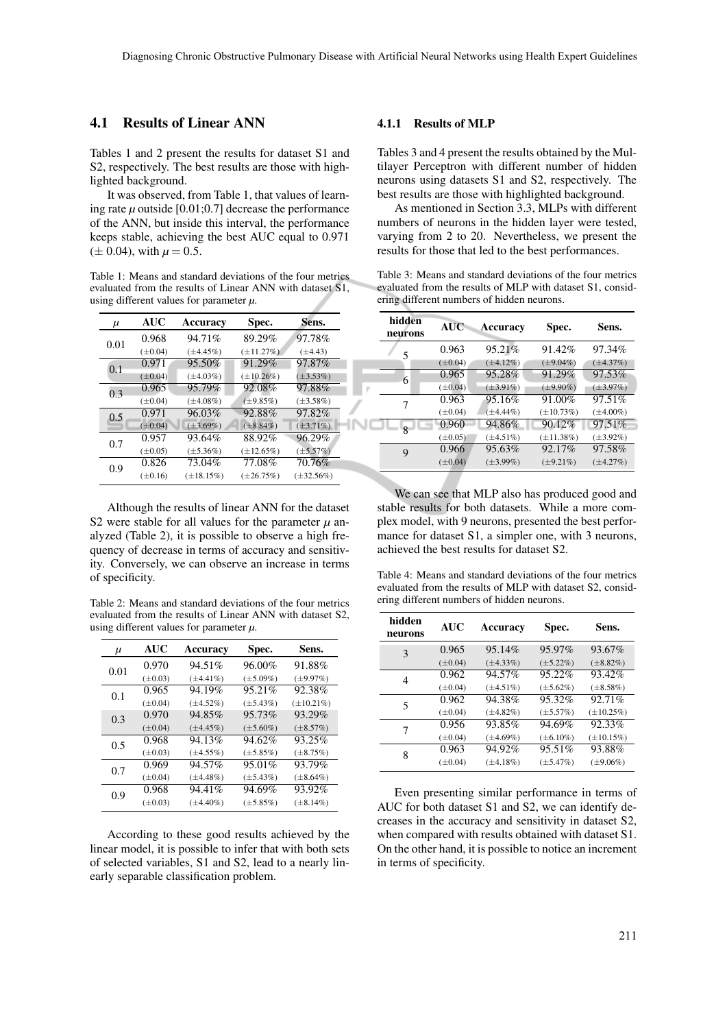## 4.1 Results of Linear ANN

Tables 1 and 2 present the results for dataset S1 and S2, respectively. The best results are those with highlighted background.

It was observed, from Table 1, that values of learning rate $\mu$ outside [0.01;0.7] decrease the performance of the ANN, but inside this interval, the performance keeps stable, achieving the best AUC equal to 0.971 ($\pm$ 0.04), with $\mu = 0.5$.

Table 1: Means and standard deviations of the four metrics evaluated from the results of Linear ANN with dataset S1, using different values for parameter $\mu$.

| $\mu$ | AUC | Accuracy | Spec. | Sens. |
|---|---|---|---|---|
| 0.01 | 0.968 (±0.04) | 94.71% (±4.45%) | 89.29% (±11.27%) | 97.78% (±4.43) |
| 0.1 | 0.971 (±0.04) | 95.50% (±4.03%) | 91.29% (±10.26%) | 97.87% (±3.53%) |
| 0.3 | 0.965 (±0.04) | 95.79% (±4.08%) | 92.08% (±9.85%) | 97.88% (±3.58%) |
| 0.5 | 0.971 (±0.04) | 96.03% (±3.69%) | 92.88% (±8.84%) | 97.82% (±3.71%) |
| 0.7 | 0.957 (±0.05) | 93.64% (±5.36%) | 88.92% (±12.65%) | 96.29% (±5.57%) |
| 0.9 | 0.826 (±0.16) | 73.04% (±18.15%) | 77.08% (±26.75%) | 70.76% (±32.56%) |

Although the results of linear ANN for the dataset S2 were stable for all values for the parameter $\mu$ analyzed (Table 2), it is possible to observe a high frequency of decrease in terms of accuracy and sensitivity. Conversely, we can observe an increase in terms of specificity.

Table 2: Means and standard deviations of the four metrics evaluated from the results of Linear ANN with dataset S2, using different values for parameter $\mu$.

| $\mu$ | AUC | Accuracy | Spec. | Sens. |
|---|---|---|---|---|
| 0.01 | 0.970 (±0.03) | 94.51% (±4.41%) | 96.00% (±5.09%) | 91.88% (±9.97%) |
| 0.1 | 0.965 (±0.04) | 94.19% (±4.52%) | 95.21% (±5.43%) | 92.38% (±10.21%) |
| 0.3 | 0.970 (±0.04) | 94.85% (±4.45%) | 95.73% (±5.60%) | 93.29% (±8.57%) |
| 0.5 | 0.968 (±0.03) | 94.13% (±4.55%) | 94.62% (±5.85%) | 93.25% (±8.75%) |
| 0.7 | 0.969 (±0.04) | 94.57% (±4.48%) | 95.01% (±5.43%) | 93.79% (±8.64%) |
| 0.9 | 0.968 (±0.03) | 94.41% (±4.40%) | 94.69% (±5.85%) | 93.92% (±8.14%) |

According to these good results achieved by the linear model, it is possible to infer that with both sets of selected variables, S1 and S2, lead to a nearly linearly separable classification problem.

### 4.1.1 Results of MLP

Tables 3 and 4 present the results obtained by the Multilayer Perceptron with different number of hidden neurons using datasets S1 and S2, respectively. The best results are those with highlighted background.

As mentioned in Section 3.3, MLPs with different numbers of neurons in the hidden layer were tested, varying from 2 to 20. Nevertheless, we present the results for those that led to the best performances.

Table 3: Means and standard deviations of the four metrics evaluated from the results of MLP with dataset S1, considering different numbers of hidden neurons.

| hidden neurons | AUC | Accuracy | Spec. | Sens. |
|---|---|---|---|---|
| 5 | 0.963 (±0.04) | 95.21% (±4.12%) | 91.42% (±9.04%) | 97.34% (±4.37%) |
| 6 | 0.965 (±0.04) | 95.28% (±3.91%) | 91.29% (±9.90%) | 97.53% (±3.97%) |
| 7 | 0.963 (±0.04) | 95.16% (±4.44%) | 91.00% (±10.73%) | 97.51% (±4.00%) |
| 8 | 0.960 (±0.05) | 94.86% (±4.51%) | 90.12% (±11.38%) | 97.51% (±3.92%) |
| 9 | 0.966 (±0.04) | 95.63% (±3.99%) | 92.17% (±9.21%) | 97.58% (±4.27%) |

We can see that MLP also has produced good and stable results for both datasets. While a more complex model, with 9 neurons, presented the best performance for dataset S1, a simpler one, with 3 neurons, achieved the best results for dataset S2.

Table 4: Means and standard deviations of the four metrics evaluated from the results of MLP with dataset S2, considering different numbers of hidden neurons.

| hidden neurons | AUC | Accuracy | Spec. | Sens. |
|---|---|---|---|---|
| 3 | 0.965 (±0.04) | 95.14% (±4.33%) | 95.97% (±5.22%) | 93.67% (±8.82%) |
| 4 | 0.962 (±0.04) | 94.57% (±4.51%) | 95.22% (±5.62%) | 93.42% (±8.58%) |
| 5 | 0.962 (±0.04) | 94.38% (±4.82%) | 95.32% (±5.57%) | 92.71% (±10.25%) |
| 7 | 0.956 (±0.04) | 93.85% (±4.69%) | 94.69% (±6.10%) | 92.33% (±10.15%) |
| 8 | 0.963 (±0.04) | 94.92% (±4.18%) | 95.51% (±5.47%) | 93.88% (±9.06%) |

Even presenting similar performance in terms of AUC for both dataset S1 and S2, we can identify decreases in the accuracy and sensitivity in dataset S2, when compared with results obtained with dataset S1. On the other hand, it is possible to notice an increment in terms of specificity.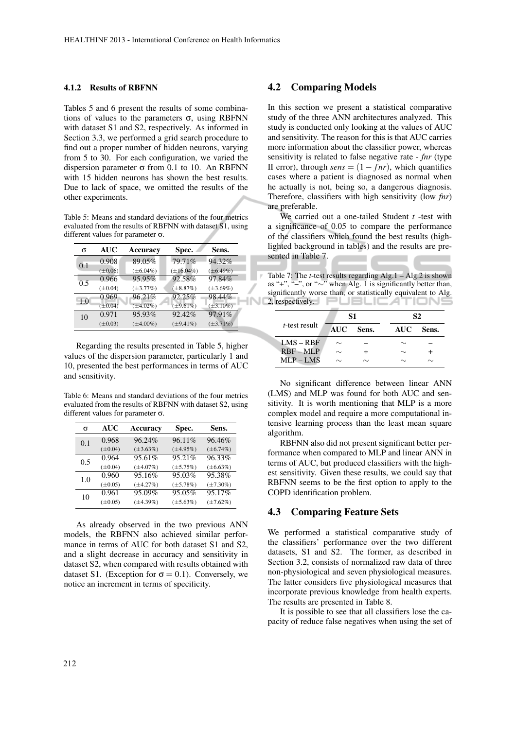#### 4.1.2 Results of RBFNN

Tables 5 and 6 present the results of some combinations of values to the parameters $\sigma$, using RBFNN with dataset S1 and S2, respectively. As informed in Section 3.3, we performed a grid search procedure to find out a proper number of hidden neurons, varying from 5 to 30. For each configuration, we varied the dispersion parameter $\sigma$ from 0.1 to 10. An RBFNN with 15 hidden neurons has shown the best results. Due to lack of space, we omitted the results of the other experiments.

Table 5: Means and standard deviations of the four metrics evaluated from the results of RBFNN with dataset S1, using different values for parameter $\sigma$.

| $\sigma$ | AUC | Accuracy | Spec. | Sens. |
|---|---|---|---|---|
| 0.1 | 0.908 (±0.06) | 89.05% (±6.04%) | 79.71% (±16.04%) | 94.32% (±6.49%) |
| 0.5 | 0.966 (±0.04) | 95.95% (±3.77%) | 92.58% (±8.87%) | 97.84% (±3.69%) |
| 1.0 | 0.969 (±0.04) | 96.21% (±4.02%) | 92.25% (±9.61%) | 98.44% (±3.10%) |
| 10 | 0.971 (±0.03) | 95.93% (±4.00%) | 92.42% (±9.41%) | 97.91% (±3.71%) |

Regarding the results presented in Table 5, higher values of the dispersion parameter, particularly 1 and 10, presented the best performances in terms of AUC and sensitivity.

Table 6: Means and standard deviations of the four metrics evaluated from the results of RBFNN with dataset S2, using different values for parameter $\sigma$.

| $\sigma$ | AUC | Accuracy | Spec. | Sens. |
|---|---|---|---|---|
| 0.1 | 0.968 (±0.04) | 96.24% (±3.63%) | 96.11% (±4.95%) | 96.46% (±6.74%) |
| 0.5 | 0.964 (±0.04) | 95.61% (±4.07%) | 95.21% (±5.75%) | 96.33% (±6.63%) |
| 1.0 | 0.960 (±0.05) | 95.16% (±4.27%) | 95.03% (±5.78%) | 95.38% (±7.30%) |
| 10 | 0.961 (±0.05) | 95.09% (±4.39%) | 95.05% (±5.63%) | 95.17% (±7.62%) |

As already observed in the two previous ANN models, the RBFNN also achieved similar performance in terms of AUC for both dataset S1 and S2, and a slight decrease in accuracy and sensitivity in dataset S2, when compared with results obtained with dataset S1. (Exception for $\sigma = 0.1$). Conversely, we notice an increment in terms of specificity.

## 4.2 Comparing Models

In this section we present a statistical comparative study of the three ANN architectures analyzed. This study is conducted only looking at the values of AUC and sensitivity. The reason for this is that AUC carries more information about the classifier power, whereas sensitivity is related to false negative rate - *fnr* (type II error), through $sens = (1 - fnr)$, which quantifies cases where a patient is diagnosed as normal when he actually is not, being so, a dangerous diagnosis. Therefore, classifiers with high sensitivity (low *fnr*) are preferable.

We carried out a one-tailed Student $t$ -test with a significance of 0.05 to compare the performance of the classifiers which found the best results (highlighted background in tables) and the results are presented in Table 7.

Table 7: The $t$-test results regarding Alg.1 – Alg.2 is shown as "+", "–", or "∼" when Alg. 1 is significantly better than, significantly worse than, or statistically equivalent to Alg. 2, respectively.

| *t*-test result | S1 | | S2 | |
|---|---|---|---|---|
| | AUC | Sens. | AUC | Sens. |
| LMS – RBF | ∼ | – | ∼ | – |
| RBF – MLP | ∼ | + | ∼ | + |
| MLP – LMS | ∼ | ∼ | ∼ | ∼ |

No significant difference between linear ANN (LMS) and MLP was found for both AUC and sensitivity. It is worth mentioning that MLP is a more complex model and require a more computational intensive learning process than the least mean square algorithm.

RBFNN also did not present significant better performance when compared to MLP and linear ANN in terms of AUC, but produced classifiers with the highest sensitivity. Given these results, we could say that RBFNN seems to be the first option to apply to the COPD identification problem.

## 4.3 Comparing Feature Sets

We performed a statistical comparative study of the classifiers' performance over the two different datasets, S1 and S2. The former, as described in Section 3.2, consists of normalized raw data of three non-physiological and seven physiological measures. The latter considers five physiological measures that incorporate previous knowledge from health experts. The results are presented in Table 8.

It is possible to see that all classifiers lose the capacity of reduce false negatives when using the set of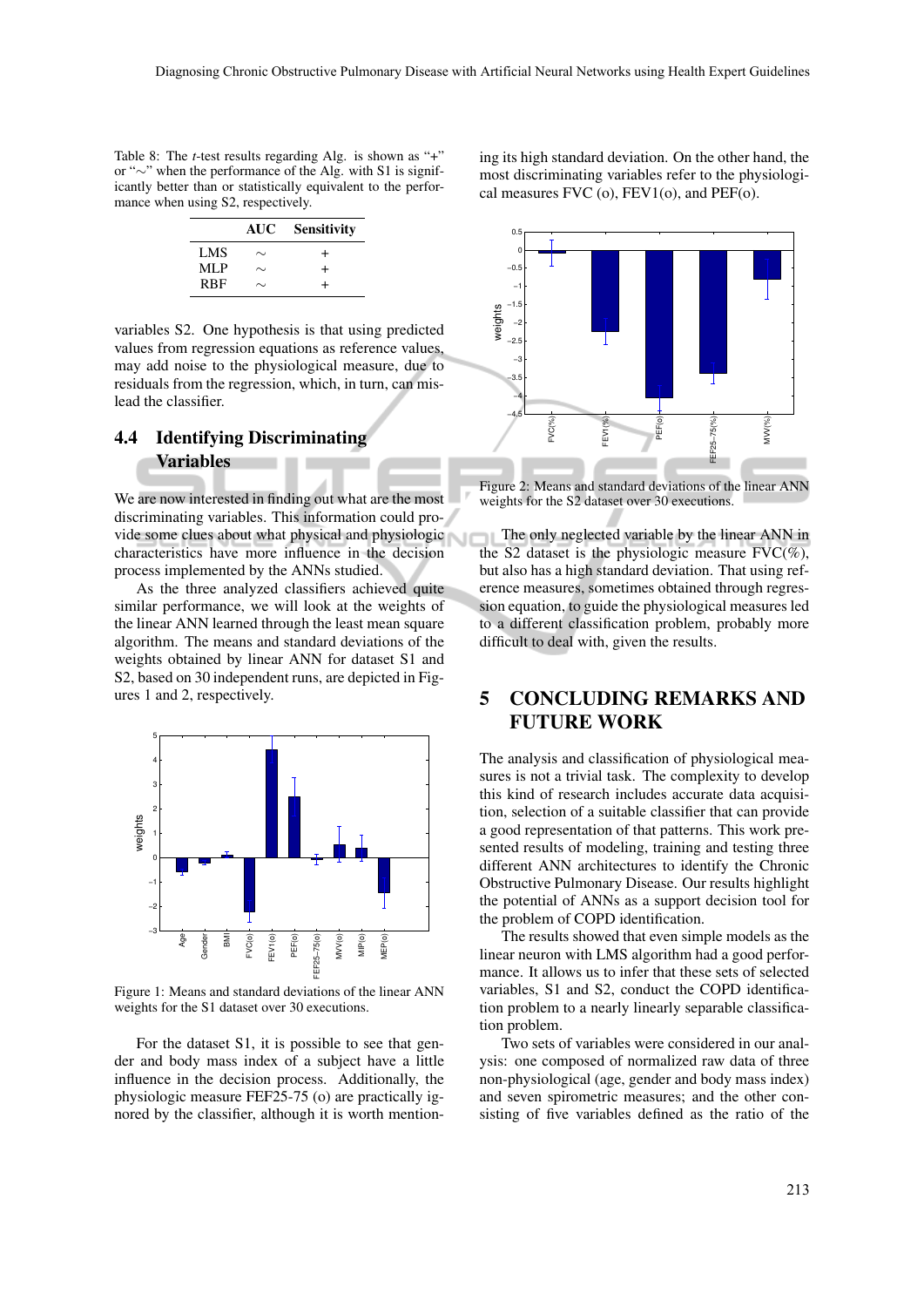Table 8: The *t*-test results regarding Alg. is shown as "+" or "∼" when the performance of the Alg. with S1 is significantly better than or statistically equivalent to the performance when using S2, respectively.

| | AUC | Sensitivity |
|---|---|---|
| LMS | ∼ | + |
| MLP | ∼ | + |
| RBF | ∼ | + |

variables S2. One hypothesis is that using predicted values from regression equations as reference values, may add noise to the physiological measure, due to residuals from the regression, which, in turn, can mislead the classifier.

### 4.4 Identifying Discriminating Variables

We are now interested in finding out what are the most discriminating variables. This information could provide some clues about what physical and physiologic characteristics have more influence in the decision process implemented by the ANNs studied.

As the three analyzed classifiers achieved quite similar performance, we will look at the weights of the linear ANN learned through the least mean square algorithm. The means and standard deviations of the weights obtained by linear ANN for dataset S1 and S2, based on 30 independent runs, are depicted in Figures 1 and 2, respectively.

Figure 1: Means and standard deviations of the linear ANN weights for the S1 dataset over 30 executions.

For the dataset S1, it is possible to see that gender and body mass index of a subject have a little influence in the decision process. Additionally, the physiologic measure FEF25-75 (o) are practically ignored by the classifier, although it is worth mentioning its high standard deviation. On the other hand, the most discriminating variables refer to the physiological measures FVC (o), FEV1(o), and PEF(o).

Figure 2: Means and standard deviations of the linear ANN weights for the S2 dataset over 30 executions.

The only neglected variable by the linear ANN in the S2 dataset is the physiologic measure FVC(%), but also has a high standard deviation. That using reference measures, sometimes obtained through regression equation, to guide the physiological measures led to a different classification problem, probably more difficult to deal with, given the results.

## 5 CONCLUDING REMARKS AND FUTURE WORK

The analysis and classification of physiological measures is not a trivial task. The complexity to develop this kind of research includes accurate data acquisition, selection of a suitable classifier that can provide a good representation of that patterns. This work presented results of modeling, training and testing three different ANN architectures to identify the Chronic Obstructive Pulmonary Disease. Our results highlight the potential of ANNs as a support decision tool for the problem of COPD identification.

The results showed that even simple models as the linear neuron with LMS algorithm had a good performance. It allows us to infer that these sets of selected variables, S1 and S2, conduct the COPD identification problem to a nearly linearly separable classification problem.

Two sets of variables were considered in our analysis: one composed of normalized raw data of three non-physiological (age, gender and body mass index) and seven spirometric measures; and the other consisting of five variables defined as the ratio of the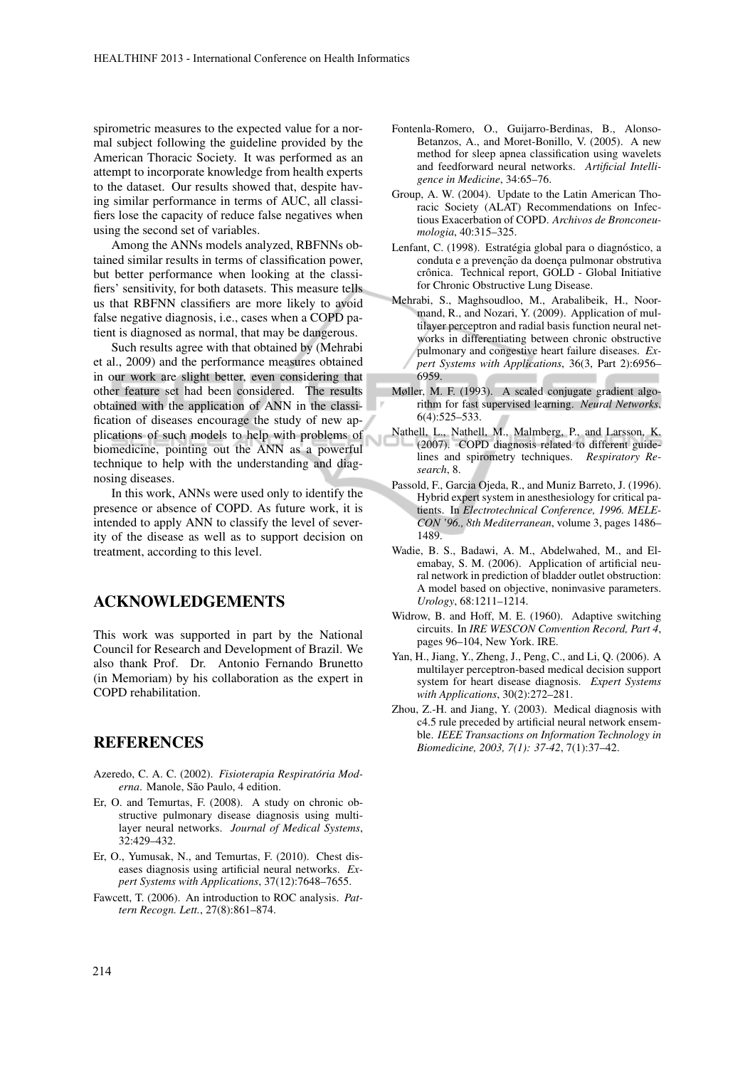spirometric measures to the expected value for a normal subject following the guideline provided by the American Thoracic Society. It was performed as an attempt to incorporate knowledge from health experts to the dataset. Our results showed that, despite having similar performance in terms of AUC, all classifiers lose the capacity of reduce false negatives when using the second set of variables.

Among the ANNs models analyzed, RBFNNs obtained similar results in terms of classification power, but better performance when looking at the classifiers' sensitivity, for both datasets. This measure tells us that RBFNN classifiers are more likely to avoid false negative diagnosis, i.e., cases when a COPD patient is diagnosed as normal, that may be dangerous.

Such results agree with that obtained by (Mehrabi et al., 2009) and the performance measures obtained in our work are slight better, even considering that other feature set had been considered. The results obtained with the application of ANN in the classification of diseases encourage the study of new applications of such models to help with problems of biomedicine, pointing out the ANN as a powerful technique to help with the understanding and diagnosing diseases.

In this work, ANNs were used only to identify the presence or absence of COPD. As future work, it is intended to apply ANN to classify the level of severity of the disease as well as to support decision on treatment, according to this level.

## ACKNOWLEDGEMENTS

This work was supported in part by the National Council for Research and Development of Brazil. We also thank Prof. Dr. Antonio Fernando Brunetto (in Memoriam) by his collaboration as the expert in COPD rehabilitation.

## REFERENCES

Azeredo, C. A. C. (2002). *Fisioterapia Respiratória Moderna*. Manole, São Paulo, 4 edition.

Er, O. and Temurtas, F. (2008). A study on chronic obstructive pulmonary disease diagnosis using multilayer neural networks. *Journal of Medical Systems*, 32:429–432.

Er, O., Yumusak, N., and Temurtas, F. (2010). Chest diseases diagnosis using artificial neural networks. *Expert Systems with Applications*, 37(12):7648–7655.

Fawcett, T. (2006). An introduction to ROC analysis. *Pattern Recogn. Lett.*, 27(8):861–874.

Fontenla-Romero, O., Guijarro-Berdinas, B., Alonso-Betanzos, A., and Moret-Bonillo, V. (2005). A new method for sleep apnea classification using wavelets and feedforward neural networks. *Artificial Intelligence in Medicine*, 34:65–76.

Group, A. W. (2004). Update to the Latin American Thoracic Society (ALAT) Recommendations on Infectious Exacerbation of COPD. *Archivos de Bronconeumologia*, 40:315–325.

Lenfant, C. (1998). Estratégia global para o diagnóstico, a conduta e a prevenção da doença pulmonar obstrutiva crônica. Technical report, GOLD - Global Initiative for Chronic Obstructive Lung Disease.

Mehrabi, S., Maghsoudloo, M., Arabalibeik, H., Noormand, R., and Nozari, Y. (2009). Application of multilayer perceptron and radial basis function neural networks in differentiating between chronic obstructive pulmonary and congestive heart failure diseases. *Expert Systems with Applications*, 36(3, Part 2):6956–6959.

Møller, M. F. (1993). A scaled conjugate gradient algorithm for fast supervised learning. *Neural Networks*, 6(4):525–533.

Nathell, L., Nathell, M., Malmberg, P., and Larsson, K. (2007). COPD diagnosis related to different guidelines and spirometry techniques. *Respiratory Research*, 8.

Passold, F., Garcia Ojeda, R., and Muniz Barreto, J. (1996). Hybrid expert system in anesthesiology for critical patients. In *Electrotechnical Conference, 1996. MELECON '96., 8th Mediterranean*, volume 3, pages 1486–1489.

Wadie, B. S., Badawi, A. M., Abdelwahed, M., and Elemabay, S. M. (2006). Application of artificial neural network in prediction of bladder outlet obstruction: A model based on objective, noninvasive parameters. *Urology*, 68:1211–1214.

Widrow, B. and Hoff, M. E. (1960). Adaptive switching circuits. In *IRE WESCON Convention Record, Part 4*, pages 96–104, New York. IRE.

Yan, H., Jiang, Y., Zheng, J., Peng, C., and Li, Q. (2006). A multilayer perceptron-based medical decision support system for heart disease diagnosis. *Expert Systems with Applications*, 30(2):272–281.

Zhou, Z.-H. and Jiang, Y. (2003). Medical diagnosis with c4.5 rule preceded by artificial neural network ensemble. *IEEE Transactions on Information Technology in Biomedicine, 2003, 7(1): 37-42*, 7(1):37–42.